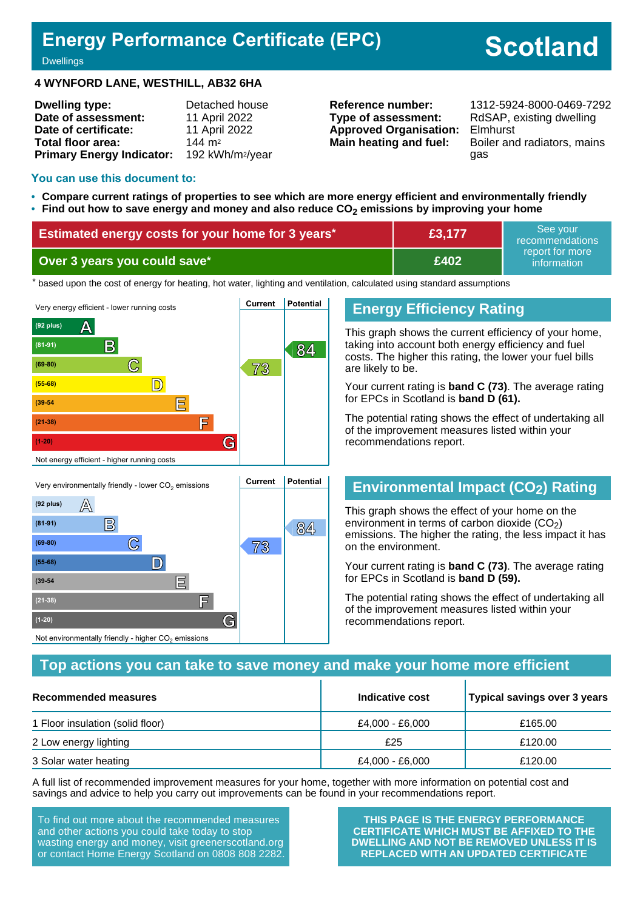# Energy Performance Certificate (EPC)

Dwellings

**Scotland**

**4 WYNFORD LANE, WESTHILL, AB32 6HA**

| | |
|---|---|
| **Dwelling type:** | Detached house |
| **Date of assessment:** | 11 April 2022 |
| **Date of certificate:** | 11 April 2022 |
| **Total floor area:** | 144 m² |
| **Primary Energy Indicator:** | 192 kWh/m²/year |

| | |
|---|---|
| **Reference number:** | 1312-5924-8000-0469-7292 |
| **Type of assessment:** | RdSAP, existing dwelling |
| **Approved Organisation:** | Elmhurst |
| **Main heating and fuel:** | Boiler and radiators, mains gas |

## You can use this document to:

- **Compare current ratings of properties to see which are more energy efficient and environmentally friendly**
- **Find out how to save energy and money and also reduce $CO_2$ emissions by improving your home**

| | | |
|---|---|---|
| **Estimated energy costs for your home for 3 years*** | **£3,177** | See your recommendations report for more information |
| **Over 3 years you could save*** | **£402** | |

\* based upon the cost of energy for heating, hot water, lighting and ventilation, calculated using standard assumptions

| Very energy efficient - lower running costs | Current | Potential |
|---|---|---|
| (92 plus) A | | |
| (81-91) B | | 84 |
| (69-80) C | 73 | |
| (55-68) D | | |
| (39-54) E | | |
| (21-38) F | | |
| (1-20) G | | |
| Not energy efficient - higher running costs | | |

## Energy Efficiency Rating

This graph shows the current efficiency of your home, taking into account both energy efficiency and fuel costs. The higher this rating, the lower your fuel bills are likely to be.

Your current rating is **band C (73)**. The average rating for EPCs in Scotland is **band D (61).**

The potential rating shows the effect of undertaking all of the improvement measures listed within your recommendations report.

| Very environmentally friendly - lower $CO_2$ emissions | Current | Potential |
|---|---|---|
| (92 plus) A | | |
| (81-91) B | | 84 |
| (69-80) C | 73 | |
| (55-68) D | | |
| (39-54) E | | |
| (21-38) F | | |
| (1-20) G | | |
| Not environmentally friendly - higher $CO_2$ emissions | | |

## Environmental Impact ($CO_2$) Rating

This graph shows the effect of your home on the environment in terms of carbon dioxide ($CO_2$) emissions. The higher the rating, the less impact it has on the environment.

Your current rating is **band C (73)**. The average rating for EPCs in Scotland is **band D (59).**

The potential rating shows the effect of undertaking all of the improvement measures listed within your recommendations report.

## Top actions you can take to save money and make your home more efficient

| Recommended measures | Indicative cost | Typical savings over 3 years |
|---|---|---|
| 1 Floor insulation (solid floor) | £4,000 - £6,000 | £165.00 |
| 2 Low energy lighting | £25 | £120.00 |
| 3 Solar water heating | £4,000 - £6,000 | £120.00 |

A full list of recommended improvement measures for your home, together with more information on potential cost and savings and advice to help you carry out improvements can be found in your recommendations report.

To find out more about the recommended measures and other actions you could take today to stop wasting energy and money, visit greenerscotland.org or contact Home Energy Scotland on 0808 808 2282.

**THIS PAGE IS THE ENERGY PERFORMANCE CERTIFICATE WHICH MUST BE AFFIXED TO THE DWELLING AND NOT BE REMOVED UNLESS IT IS REPLACED WITH AN UPDATED CERTIFICATE**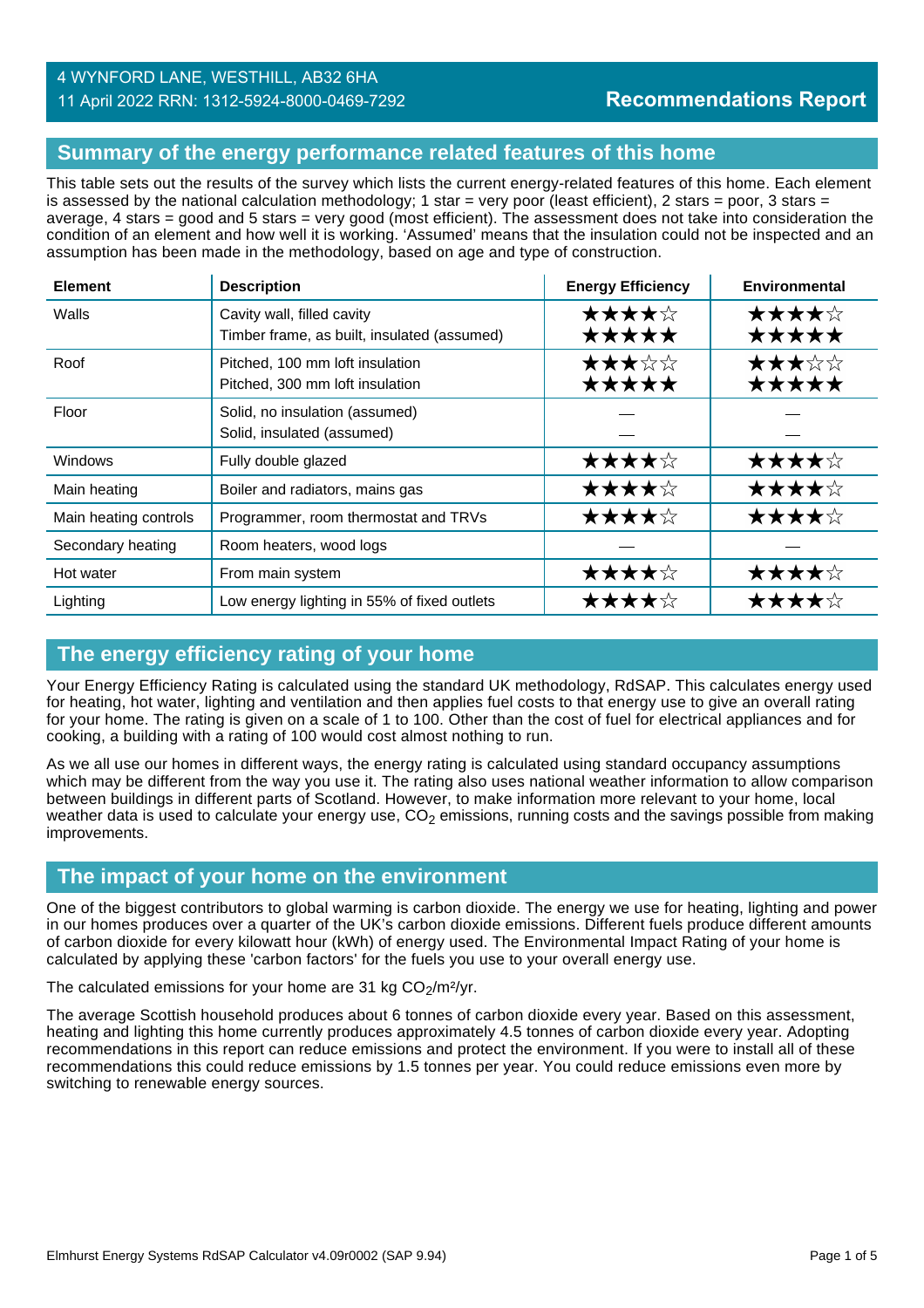4 WYNFORD LANE, WESTHILL, AB32 6HA
11 April 2022 RRN: 1312-5924-8000-0469-7292

**Recommendations Report**

## Summary of the energy performance related features of this home

This table sets out the results of the survey which lists the current energy-related features of this home. Each element is assessed by the national calculation methodology; 1 star = very poor (least efficient), 2 stars = poor, 3 stars = average, 4 stars = good and 5 stars = very good (most efficient). The assessment does not take into consideration the condition of an element and how well it is working. 'Assumed' means that the insulation could not be inspected and an assumption has been made in the methodology, based on age and type of construction.

| Element | Description | Energy Efficiency | Environmental |
|---|---|---|---|
| Walls | Cavity wall, filled cavity<br>Timber frame, as built, insulated (assumed) | ★★★★☆<br>★★★★★ | ★★★★☆<br>★★★★★ |
| Roof | Pitched, 100 mm loft insulation<br>Pitched, 300 mm loft insulation | ★★★☆☆<br>★★★★★ | ★★★☆☆<br>★★★★★ |
| Floor | Solid, no insulation (assumed)<br>Solid, insulated (assumed) | —<br>— | —<br>— |
| Windows | Fully double glazed | ★★★★☆ | ★★★★☆ |
| Main heating | Boiler and radiators, mains gas | ★★★★☆ | ★★★★☆ |
| Main heating controls | Programmer, room thermostat and TRVs | ★★★★☆ | ★★★★☆ |
| Secondary heating | Room heaters, wood logs | — | — |
| Hot water | From main system | ★★★★☆ | ★★★★☆ |
| Lighting | Low energy lighting in 55% of fixed outlets | ★★★★☆ | ★★★★☆ |

## The energy efficiency rating of your home

Your Energy Efficiency Rating is calculated using the standard UK methodology, RdSAP. This calculates energy used for heating, hot water, lighting and ventilation and then applies fuel costs to that energy use to give an overall rating for your home. The rating is given on a scale of 1 to 100. Other than the cost of fuel for electrical appliances and for cooking, a building with a rating of 100 would cost almost nothing to run.

As we all use our homes in different ways, the energy rating is calculated using standard occupancy assumptions which may be different from the way you use it. The rating also uses national weather information to allow comparison between buildings in different parts of Scotland. However, to make information more relevant to your home, local weather data is used to calculate your energy use, $CO_2$ emissions, running costs and the savings possible from making improvements.

## The impact of your home on the environment

One of the biggest contributors to global warming is carbon dioxide. The energy we use for heating, lighting and power in our homes produces over a quarter of the UK's carbon dioxide emissions. Different fuels produce different amounts of carbon dioxide for every kilowatt hour (kWh) of energy used. The Environmental Impact Rating of your home is calculated by applying these 'carbon factors' for the fuels you use to your overall energy use.

The calculated emissions for your home are 31 kg $CO_2/m^2/yr$.

The average Scottish household produces about 6 tonnes of carbon dioxide every year. Based on this assessment, heating and lighting this home currently produces approximately 4.5 tonnes of carbon dioxide every year. Adopting recommendations in this report can reduce emissions and protect the environment. If you were to install all of these recommendations this could reduce emissions by 1.5 tonnes per year. You could reduce emissions even more by switching to renewable energy sources.

Elmhurst Energy Systems RdSAP Calculator v4.09r0002 (SAP 9.94)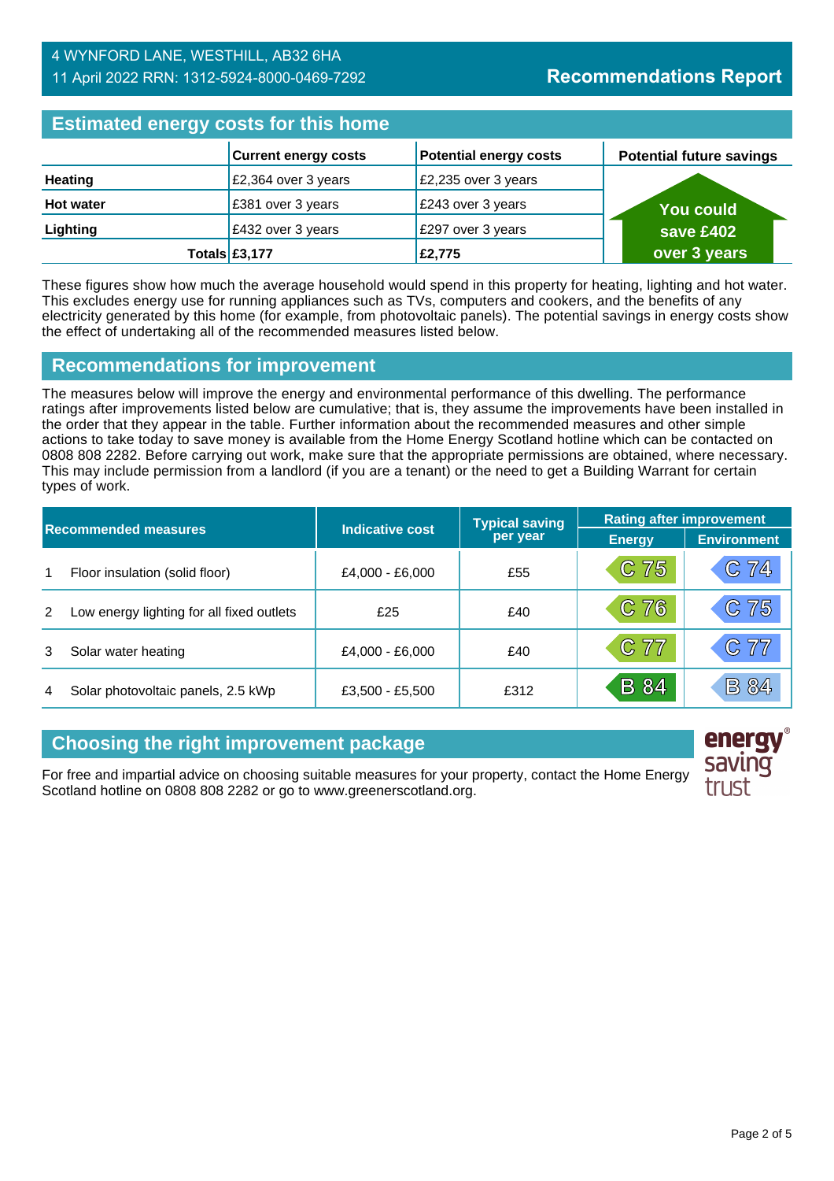4 WYNFORD LANE, WESTHILL, AB32 6HA
11 April 2022 RRN: 1312-5924-8000-0469-7292

**Recommendations Report**

## Estimated energy costs for this home

| | Current energy costs | Potential energy costs | Potential future savings |
|---|---|---|---|
| **Heating** | £2,364 over 3 years | £2,235 over 3 years | You could save £402 over 3 years |
| **Hot water** | £381 over 3 years | £243 over 3 years | |
| **Lighting** | £432 over 3 years | £297 over 3 years | |
| **Totals** | **£3,177** | **£2,775** | |

These figures show how much the average household would spend in this property for heating, lighting and hot water. This excludes energy use for running appliances such as TVs, computers and cookers, and the benefits of any electricity generated by this home (for example, from photovoltaic panels). The potential savings in energy costs show the effect of undertaking all of the recommended measures listed below.

## Recommendations for improvement

The measures below will improve the energy and environmental performance of this dwelling. The performance ratings after improvements listed below are cumulative; that is, they assume the improvements have been installed in the order that they appear in the table. Further information about the recommended measures and other simple actions to take today to save money is available from the Home Energy Scotland hotline which can be contacted on 0808 808 2282. Before carrying out work, make sure that the appropriate permissions are obtained, where necessary. This may include permission from a landlord (if you are a tenant) or the need to get a Building Warrant for certain types of work.

| Recommended measures | | Indicative cost | Typical saving per year | Rating after improvement | |
|---|---|---|---|---|---|
| | | | | Energy | Environment |
| 1 | Floor insulation (solid floor) | £4,000 - £6,000 | £55 | C 75 | C 74 |
| 2 | Low energy lighting for all fixed outlets | £25 | £40 | C 76 | C 75 |
| 3 | Solar water heating | £4,000 - £6,000 | £40 | C 77 | C 77 |
| 4 | Solar photovoltaic panels, 2.5 kWp | £3,500 - £5,500 | £312 | B 84 | B 84 |

## Choosing the right improvement package

For free and impartial advice on choosing suitable measures for your property, contact the Home Energy Scotland hotline on 0808 808 2282 or go to www.greenerscotland.org.

energy saving trust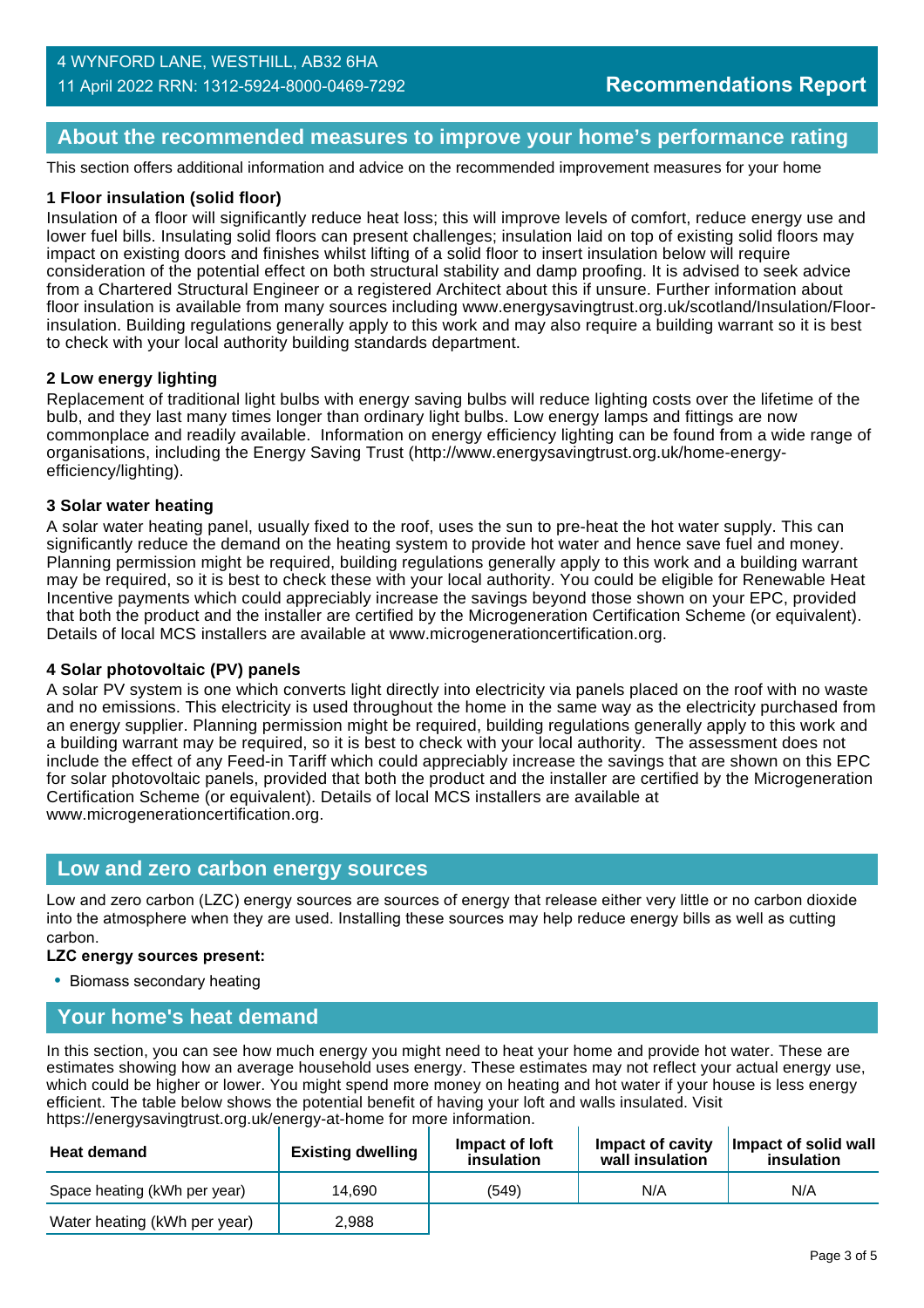## About the recommended measures to improve your home's performance rating

This section offers additional information and advice on the recommended improvement measures for your home

**1 Floor insulation (solid floor)**
Insulation of a floor will significantly reduce heat loss; this will improve levels of comfort, reduce energy use and lower fuel bills. Insulating solid floors can present challenges; insulation laid on top of existing solid floors may impact on existing doors and finishes whilst lifting of a solid floor to insert insulation below will require consideration of the potential effect on both structural stability and damp proofing. It is advised to seek advice from a Chartered Structural Engineer or a registered Architect about this if unsure. Further information about floor insulation is available from many sources including www.energysavingtrust.org.uk/scotland/Insulation/Floor-insulation. Building regulations generally apply to this work and may also require a building warrant so it is best to check with your local authority building standards department.

**2 Low energy lighting**
Replacement of traditional light bulbs with energy saving bulbs will reduce lighting costs over the lifetime of the bulb, and they last many times longer than ordinary light bulbs. Low energy lamps and fittings are now commonplace and readily available. Information on energy efficiency lighting can be found from a wide range of organisations, including the Energy Saving Trust (http://www.energysavingtrust.org.uk/home-energy-efficiency/lighting).

**3 Solar water heating**
A solar water heating panel, usually fixed to the roof, uses the sun to pre-heat the hot water supply. This can significantly reduce the demand on the heating system to provide hot water and hence save fuel and money. Planning permission might be required, building regulations generally apply to this work and a building warrant may be required, so it is best to check these with your local authority. You could be eligible for Renewable Heat Incentive payments which could appreciably increase the savings beyond those shown on your EPC, provided that both the product and the installer are certified by the Microgeneration Certification Scheme (or equivalent). Details of local MCS installers are available at www.microgenerationcertification.org.

**4 Solar photovoltaic (PV) panels**
A solar PV system is one which converts light directly into electricity via panels placed on the roof with no waste and no emissions. This electricity is used throughout the home in the same way as the electricity purchased from an energy supplier. Planning permission might be required, building regulations generally apply to this work and a building warrant may be required, so it is best to check with your local authority. The assessment does not include the effect of any Feed-in Tariff which could appreciably increase the savings that are shown on this EPC for solar photovoltaic panels, provided that both the product and the installer are certified by the Microgeneration Certification Scheme (or equivalent). Details of local MCS installers are available at www.microgenerationcertification.org.

## Low and zero carbon energy sources

Low and zero carbon (LZC) energy sources are sources of energy that release either very little or no carbon dioxide into the atmosphere when they are used. Installing these sources may help reduce energy bills as well as cutting carbon.

**LZC energy sources present:**

- Biomass secondary heating

## Your home's heat demand

In this section, you can see how much energy you might need to heat your home and provide hot water. These are estimates showing how an average household uses energy. These estimates may not reflect your actual energy use, which could be higher or lower. You might spend more money on heating and hot water if your house is less energy efficient. The table below shows the potential benefit of having your loft and walls insulated. Visit https://energysavingtrust.org.uk/energy-at-home for more information.

| Heat demand | Existing dwelling | Impact of loft insulation | Impact of cavity wall insulation | Impact of solid wall insulation |
|---|---|---|---|---|
| Space heating (kWh per year) | 14,690 | (549) | N/A | N/A |
| Water heating (kWh per year) | 2,988 | | | |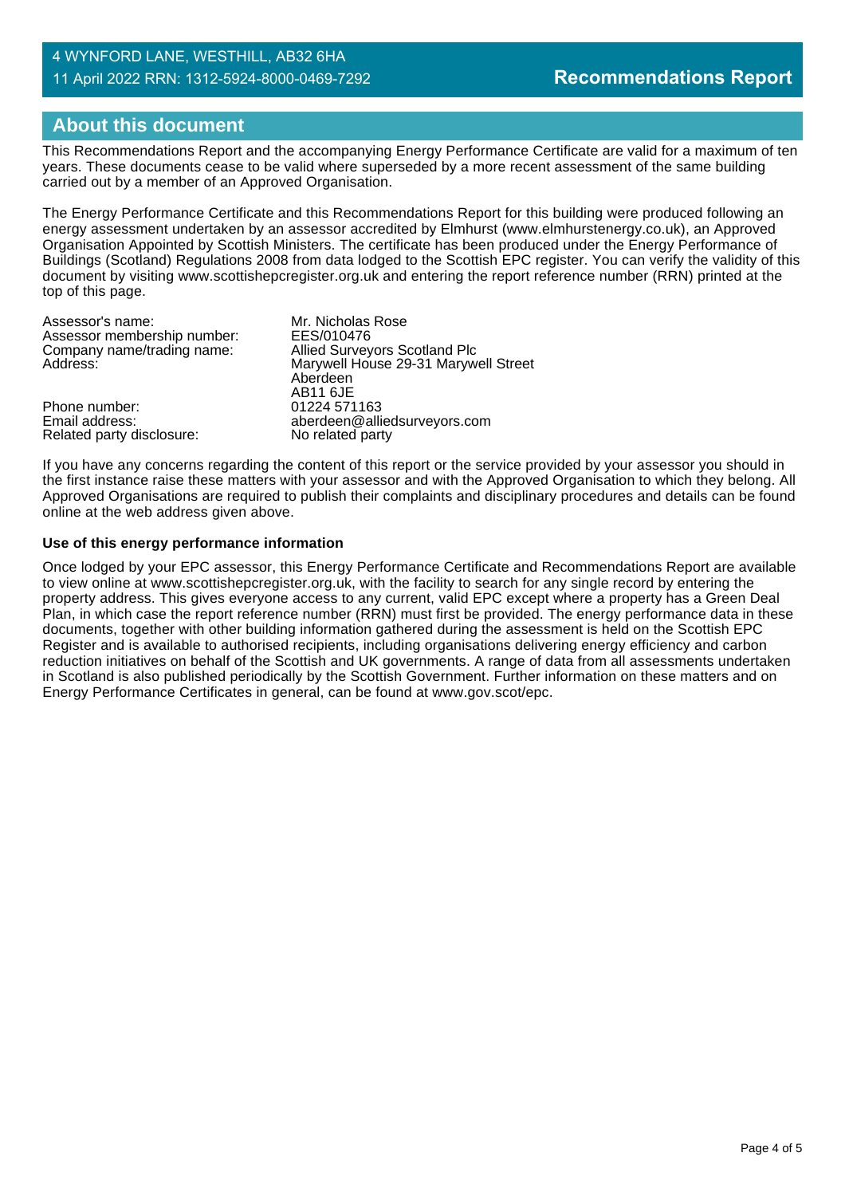## About this document

This Recommendations Report and the accompanying Energy Performance Certificate are valid for a maximum of ten years. These documents cease to be valid where superseded by a more recent assessment of the same building carried out by a member of an Approved Organisation.

The Energy Performance Certificate and this Recommendations Report for this building were produced following an energy assessment undertaken by an assessor accredited by Elmhurst (www.elmhurstenergy.co.uk), an Approved Organisation Appointed by Scottish Ministers. The certificate has been produced under the Energy Performance of Buildings (Scotland) Regulations 2008 from data lodged to the Scottish EPC register. You can verify the validity of this document by visiting www.scottishepcregister.org.uk and entering the report reference number (RRN) printed at the top of this page.

| | |
|---|---|
| Assessor's name: | Mr. Nicholas Rose |
| Assessor membership number: | EES/010476 |
| Company name/trading name: | Allied Surveyors Scotland Plc |
| Address: | Marywell House 29-31 Marywell Street<br>Aberdeen<br>AB11 6JE |
| Phone number: | 01224 571163 |
| Email address: | aberdeen@alliedsurveyors.com |
| Related party disclosure: | No related party |

If you have any concerns regarding the content of this report or the service provided by your assessor you should in the first instance raise these matters with your assessor and with the Approved Organisation to which they belong. All Approved Organisations are required to publish their complaints and disciplinary procedures and details can be found online at the web address given above.

**Use of this energy performance information**

Once lodged by your EPC assessor, this Energy Performance Certificate and Recommendations Report are available to view online at www.scottishepcregister.org.uk, with the facility to search for any single record by entering the property address. This gives everyone access to any current, valid EPC except where a property has a Green Deal Plan, in which case the report reference number (RRN) must first be provided. The energy performance data in these documents, together with other building information gathered during the assessment is held on the Scottish EPC Register and is available to authorised recipients, including organisations delivering energy efficiency and carbon reduction initiatives on behalf of the Scottish and UK governments. A range of data from all assessments undertaken in Scotland is also published periodically by the Scottish Government. Further information on these matters and on Energy Performance Certificates in general, can be found at www.gov.scot/epc.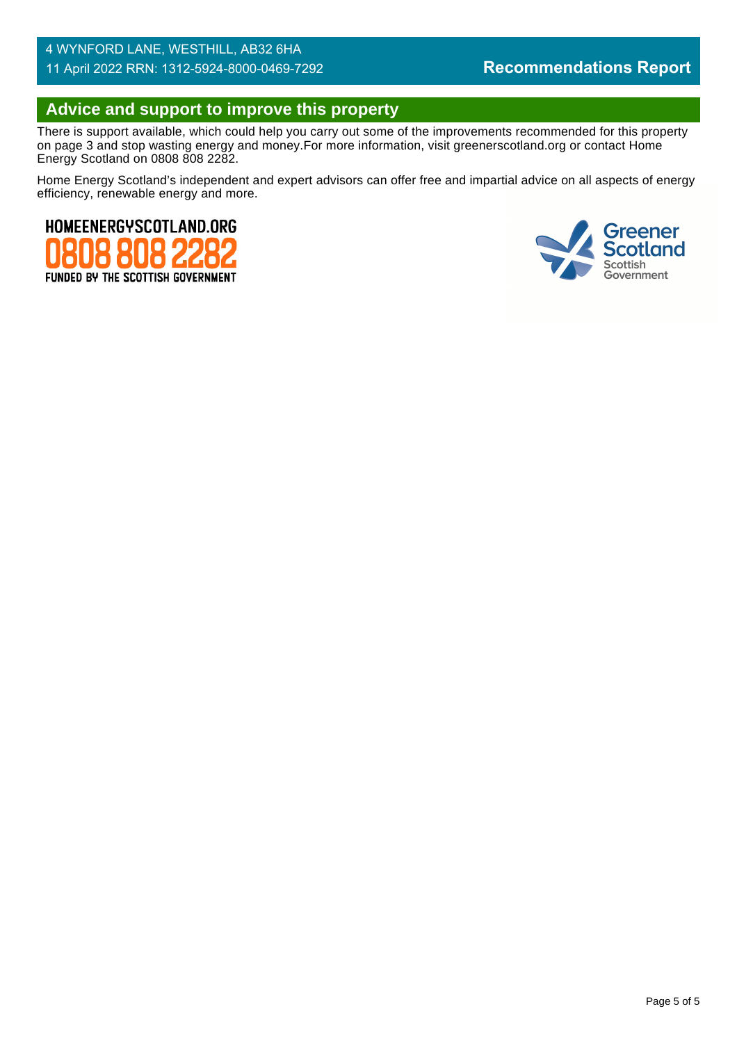## Advice and support to improve this property

There is support available, which could help you carry out some of the improvements recommended for this property on page 3 and stop wasting energy and money.For more information, visit greenerscotland.org or contact Home Energy Scotland on 0808 808 2282.

Home Energy Scotland's independent and expert advisors can offer free and impartial advice on all aspects of energy efficiency, renewable energy and more.

HOMEENERGYSCOTLAND.ORG
0808 808 2282
FUNDED BY THE SCOTTISH GOVERNMENT

Greener Scotland
Scottish Government